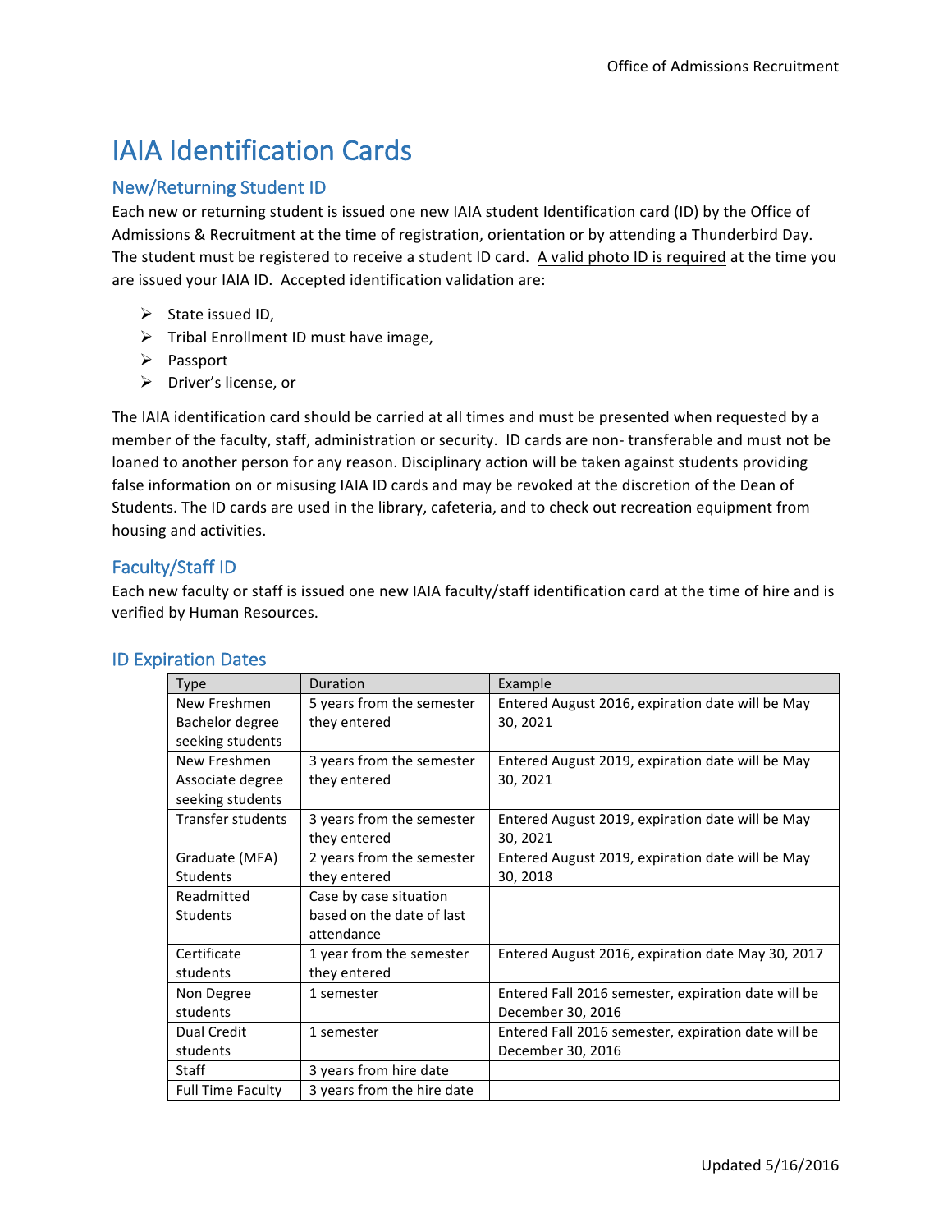# IAIA Identification Cards

## New/Returning Student ID

Each new or returning student is issued one new IAIA student Identification card (ID) by the Office of Admissions & Recruitment at the time of registration, orientation or by attending a Thunderbird Day. The student must be registered to receive a student ID card. <u>A valid photo ID is required</u> at the time you are issued your IAIA ID. Accepted identification validation are:

- State issued ID,
- Tribal Enrollment ID must have image,
- Passport
- Driver's license, or

The IAIA identification card should be carried at all times and must be presented when requested by a member of the faculty, staff, administration or security. ID cards are non- transferable and must not be loaned to another person for any reason. Disciplinary action will be taken against students providing false information on or misusing IAIA ID cards and may be revoked at the discretion of the Dean of Students. The ID cards are used in the library, cafeteria, and to check out recreation equipment from housing and activities.

## Faculty/Staff ID

Each new faculty or staff is issued one new IAIA faculty/staff identification card at the time of hire and is verified by Human Resources.

## ID Expiration Dates

| Type | Duration | Example |
|---|---|---|
| New Freshmen Bachelor degree seeking students | 5 years from the semester they entered | Entered August 2016, expiration date will be May 30, 2021 |
| New Freshmen Associate degree seeking students | 3 years from the semester they entered | Entered August 2019, expiration date will be May 30, 2021 |
| Transfer students | 3 years from the semester they entered | Entered August 2019, expiration date will be May 30, 2021 |
| Graduate (MFA) Students | 2 years from the semester they entered | Entered August 2019, expiration date will be May 30, 2018 |
| Readmitted Students | Case by case situation based on the date of last attendance | |
| Certificate students | 1 year from the semester they entered | Entered August 2016, expiration date May 30, 2017 |
| Non Degree students | 1 semester | Entered Fall 2016 semester, expiration date will be December 30, 2016 |
| Dual Credit students | 1 semester | Entered Fall 2016 semester, expiration date will be December 30, 2016 |
| Staff | 3 years from hire date | |
| Full Time Faculty | 3 years from the hire date | |

Updated 5/16/2016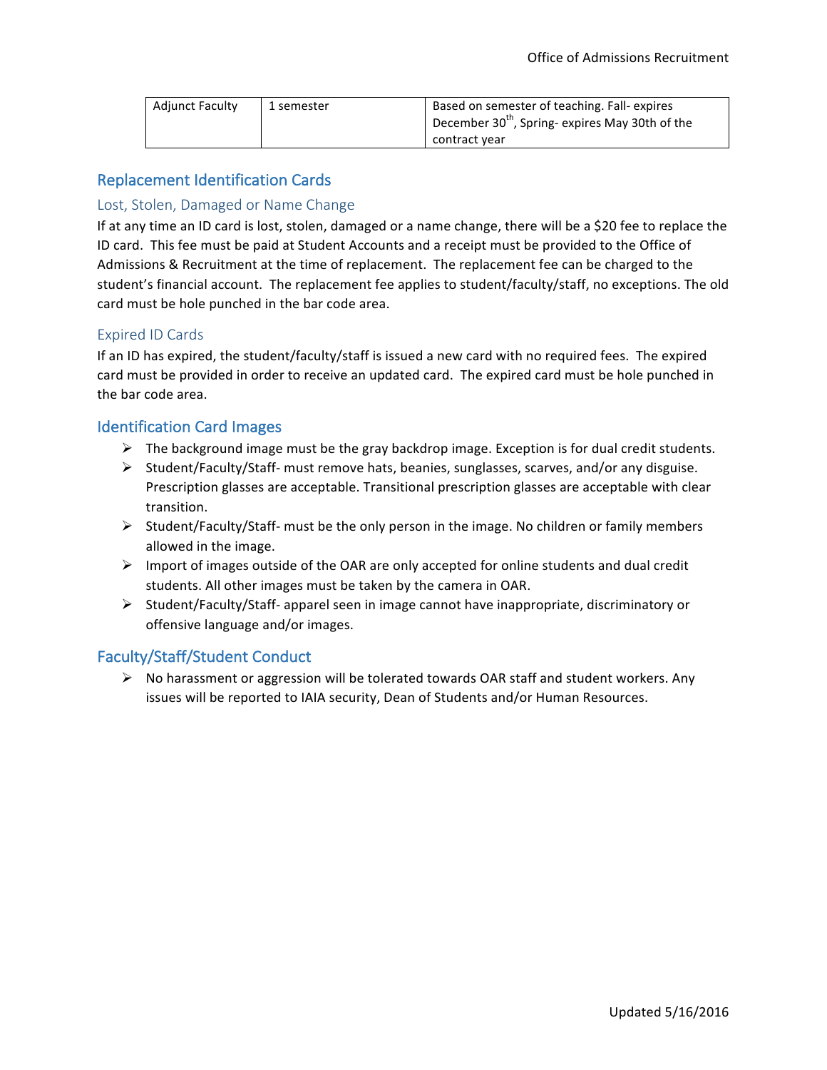| | | |
|---|---|---|
| Adjunct Faculty | 1 semester | Based on semester of teaching. Fall- expires December 30th, Spring- expires May 30th of the contract year |

## Replacement Identification Cards

### Lost, Stolen, Damaged or Name Change

If at any time an ID card is lost, stolen, damaged or a name change, there will be a $20 fee to replace the ID card. This fee must be paid at Student Accounts and a receipt must be provided to the Office of Admissions & Recruitment at the time of replacement. The replacement fee can be charged to the student's financial account. The replacement fee applies to student/faculty/staff, no exceptions. The old card must be hole punched in the bar code area.

### Expired ID Cards

If an ID has expired, the student/faculty/staff is issued a new card with no required fees. The expired card must be provided in order to receive an updated card. The expired card must be hole punched in the bar code area.

## Identification Card Images

- The background image must be the gray backdrop image. Exception is for dual credit students.
- Student/Faculty/Staff- must remove hats, beanies, sunglasses, scarves, and/or any disguise. Prescription glasses are acceptable. Transitional prescription glasses are acceptable with clear transition.
- Student/Faculty/Staff- must be the only person in the image. No children or family members allowed in the image.
- Import of images outside of the OAR are only accepted for online students and dual credit students. All other images must be taken by the camera in OAR.
- Student/Faculty/Staff- apparel seen in image cannot have inappropriate, discriminatory or offensive language and/or images.

## Faculty/Staff/Student Conduct

- No harassment or aggression will be tolerated towards OAR staff and student workers. Any issues will be reported to IAIA security, Dean of Students and/or Human Resources.

Updated 5/16/2016